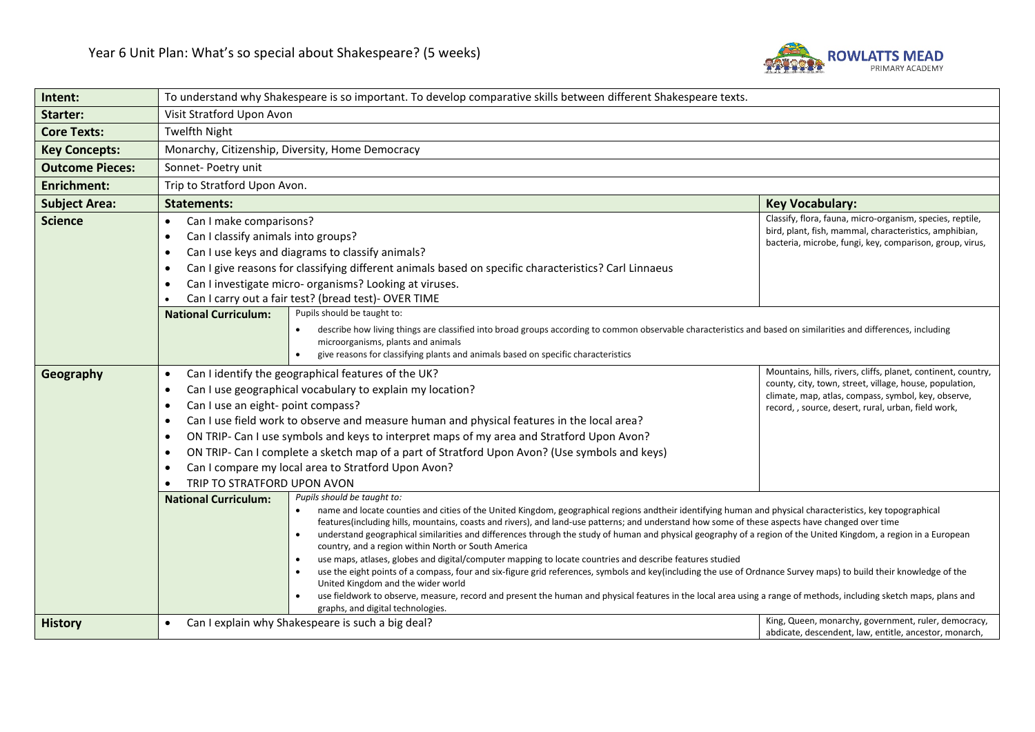# Year 6 Unit Plan: What's so special about Shakespeare? (5 weeks)

| | | | |
|---|---|---|---|
| **Intent:** | To understand why Shakespeare is so important. To develop comparative skills between different Shakespeare texts. | | |
| **Starter:** | Visit Stratford Upon Avon | | |
| **Core Texts:** | Twelfth Night | | |
| **Key Concepts:** | Monarchy, Citizenship, Diversity, Home Democracy | | |
| **Outcome Pieces:** | Sonnet- Poetry unit | | |
| **Enrichment:** | Trip to Stratford Upon Avon. | | |
| **Subject Area:** | **Statements:** | | **Key Vocabulary:** |
| **Science** | • Can I make comparisons?<br>• Can I classify animals into groups?<br>• Can I use keys and diagrams to classify animals?<br>• Can I give reasons for classifying different animals based on specific characteristics? Carl Linnaeus<br>• Can I investigate micro- organisms? Looking at viruses.<br>• Can I carry out a fair test? (bread test)- OVER TIME | | Classify, flora, fauna, micro-organism, species, reptile, bird, plant, fish, mammal, characteristics, amphibian, bacteria, microbe, fungi, key, comparison, group, virus, |
| | **National Curriculum:** | Pupils should be taught to:<br>• describe how living things are classified into broad groups according to common observable characteristics and based on similarities and differences, including microorganisms, plants and animals<br>• give reasons for classifying plants and animals based on specific characteristics | |
| **Geography** | • Can I identify the geographical features of the UK?<br>• Can I use geographical vocabulary to explain my location?<br>• Can I use an eight- point compass?<br>• Can I use field work to observe and measure human and physical features in the local area?<br>• ON TRIP- Can I use symbols and keys to interpret maps of my area and Stratford Upon Avon?<br>• ON TRIP- Can I complete a sketch map of a part of Stratford Upon Avon? (Use symbols and keys)<br>• Can I compare my local area to Stratford Upon Avon?<br>• TRIP TO STRATFORD UPON AVON | | Mountains, hills, rivers, cliffs, planet, continent, country, county, city, town, street, village, house, population, climate, map, atlas, compass, symbol, key, observe, record, , source, desert, rural, urban, field work, |
| | **National Curriculum:** | *Pupils should be taught to:*<br>• name and locate counties and cities of the United Kingdom, geographical regions andtheir identifying human and physical characteristics, key topographical features(including hills, mountains, coasts and rivers), and land-use patterns; and understand how some of these aspects have changed over time<br>• understand geographical similarities and differences through the study of human and physical geography of a region of the United Kingdom, a region in a European country, and a region within North or South America<br>• use maps, atlases, globes and digital/computer mapping to locate countries and describe features studied<br>• use the eight points of a compass, four and six-figure grid references, symbols and key(including the use of Ordnance Survey maps) to build their knowledge of the United Kingdom and the wider world<br>• use fieldwork to observe, measure, record and present the human and physical features in the local area using a range of methods, including sketch maps, plans and graphs, and digital technologies. | |
| **History** | • Can I explain why Shakespeare is such a big deal? | | King, Queen, monarchy, government, ruler, democracy, abdicate, descendent, law, entitle, ancestor, monarch, |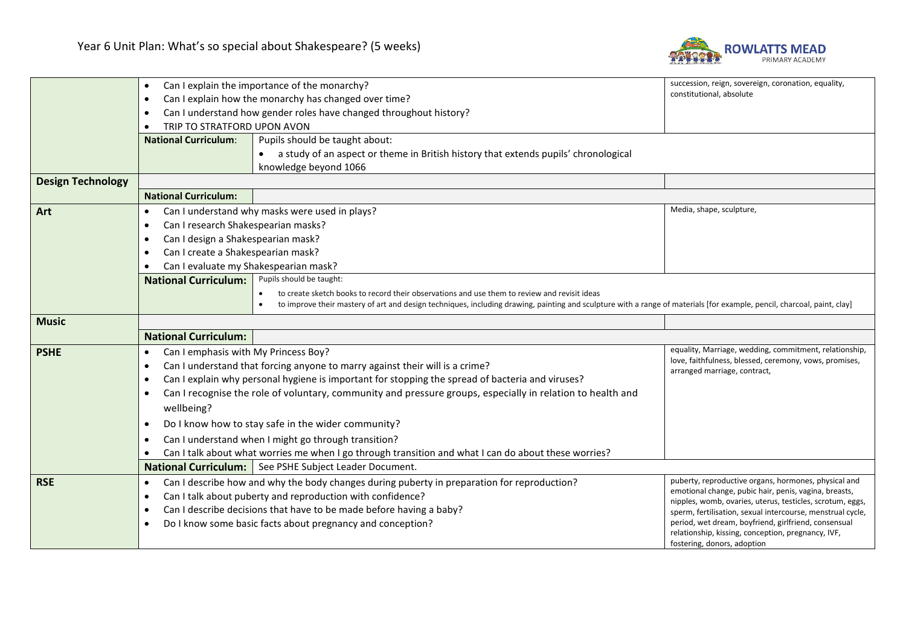# Year 6 Unit Plan: What's so special about Shakespeare? (5 weeks)

| Subject | Objectives | | Vocabulary |
|---|---|---|---|
| | • Can I explain the importance of the monarchy?<br>• Can I explain how the monarchy has changed over time?<br>• Can I understand how gender roles have changed throughout history?<br>• TRIP TO STRATFORD UPON AVON | | succession, reign, sovereign, coronation, equality, constitutional, absolute |
| | **National Curriculum**: | Pupils should be taught about:<br>• a study of an aspect or theme in British history that extends pupils' chronological knowledge beyond 1066 | |
| **Design Technology** | | | |
| | **National Curriculum:** | | |
| **Art** | • Can I understand why masks were used in plays?<br>• Can I research Shakespearian masks?<br>• Can I design a Shakespearian mask?<br>• Can I create a Shakespearian mask?<br>• Can I evaluate my Shakespearian mask? | | Media, shape, sculpture, |
| | **National Curriculum:** | Pupils should be taught:<br>• to create sketch books to record their observations and use them to review and revisit ideas<br>• to improve their mastery of art and design techniques, including drawing, painting and sculpture with a range of materials [for example, pencil, charcoal, paint, clay] | |
| **Music** | | | |
| | **National Curriculum:** | | |
| **PSHE** | • Can I emphasis with My Princess Boy?<br>• Can I understand that forcing anyone to marry against their will is a crime?<br>• Can I explain why personal hygiene is important for stopping the spread of bacteria and viruses?<br>• Can I recognise the role of voluntary, community and pressure groups, especially in relation to health and wellbeing?<br>• Do I know how to stay safe in the wider community?<br>• Can I understand when I might go through transition?<br>• Can I talk about what worries me when I go through transition and what I can do about these worries? | | equality, Marriage, wedding, commitment, relationship, love, faithfulness, blessed, ceremony, vows, promises, arranged marriage, contract, |
| | **National Curriculum:** | See PSHE Subject Leader Document. | |
| **RSE** | • Can I describe how and why the body changes during puberty in preparation for reproduction?<br>• Can I talk about puberty and reproduction with confidence?<br>• Can I describe decisions that have to be made before having a baby?<br>• Do I know some basic facts about pregnancy and conception? | | puberty, reproductive organs, hormones, physical and emotional change, pubic hair, penis, vagina, breasts, nipples, womb, ovaries, uterus, testicles, scrotum, eggs, sperm, fertilisation, sexual intercourse, menstrual cycle, period, wet dream, boyfriend, girlfriend, consensual relationship, kissing, conception, pregnancy, IVF, fostering, donors, adoption |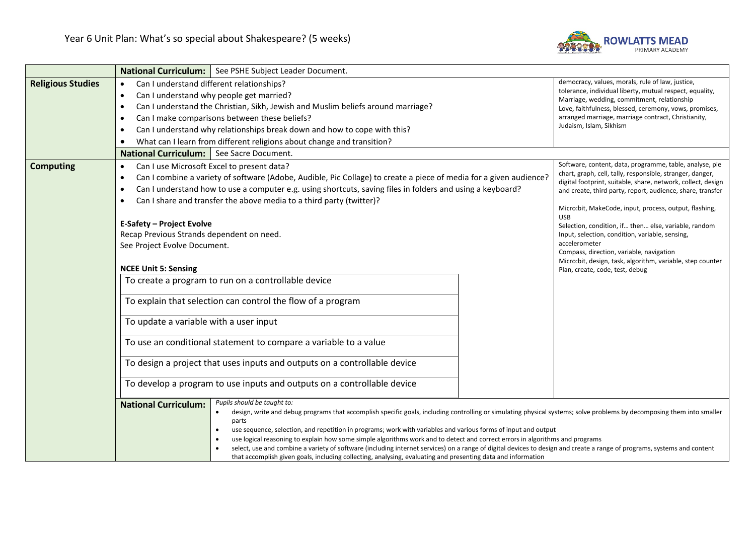# Year 6 Unit Plan: What's so special about Shakespeare? (5 weeks)

| | | |
|---|---|---|
| | **National Curriculum:** See PSHE Subject Leader Document. | |
| **Religious Studies** | • Can I understand different relationships?<br>• Can I understand why people get married?<br>• Can I understand the Christian, Sikh, Jewish and Muslim beliefs around marriage?<br>• Can I make comparisons between these beliefs?<br>• Can I understand why relationships break down and how to cope with this?<br>• What can I learn from different religions about change and transition? | democracy, values, morals, rule of law, justice, tolerance, individual liberty, mutual respect, equality, Marriage, wedding, commitment, relationship Love, faithfulness, blessed, ceremony, vows, promises, arranged marriage, marriage contract, Christianity, Judaism, Islam, Sikhism |
| | **National Curriculum:** See Sacre Document. | |
| **Computing** | • Can I use Microsoft Excel to present data?<br>• Can I combine a variety of software (Adobe, Audible, Pic Collage) to create a piece of media for a given audience?<br>• Can I understand how to use a computer e.g. using shortcuts, saving files in folders and using a keyboard?<br>• Can I share and transfer the above media to a third party (twitter)?<br><br>**E-Safety – Project Evolve**<br>Recap Previous Strands dependent on need.<br>See Project Evolve Document.<br><br>**NCEE Unit 5: Sensing**<br>To create a program to run on a controllable device<br>To explain that selection can control the flow of a program<br>To update a variable with a user input<br>To use an conditional statement to compare a variable to a value<br>To design a project that uses inputs and outputs on a controllable device<br>To develop a program to use inputs and outputs on a controllable device | Software, content, data, programme, table, analyse, pie chart, graph, cell, tally, responsible, stranger, danger, digital footprint, suitable, share, network, collect, design and create, third party, report, audience, share, transfer<br><br>Micro:bit, MakeCode, input, process, output, flashing, USB<br>Selection, condition, if… then… else, variable, random<br>Input, selection, condition, variable, sensing, accelerometer<br>Compass, direction, variable, navigation<br>Micro:bit, design, task, algorithm, variable, step counter<br>Plan, create, code, test, debug |
| | **National Curriculum:** *Pupils should be taught to:*<br>• design, write and debug programs that accomplish specific goals, including controlling or simulating physical systems; solve problems by decomposing them into smaller parts<br>• use sequence, selection, and repetition in programs; work with variables and various forms of input and output<br>• use logical reasoning to explain how some simple algorithms work and to detect and correct errors in algorithms and programs<br>• select, use and combine a variety of software (including internet services) on a range of digital devices to design and create a range of programs, systems and content that accomplish given goals, including collecting, analysing, evaluating and presenting data and information | |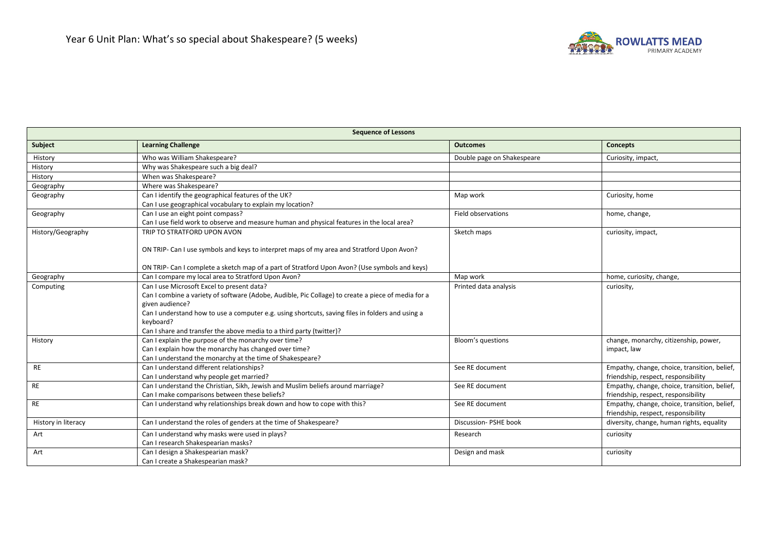# Year 6 Unit Plan: What's so special about Shakespeare? (5 weeks)

ROWLATTS MEAD PRIMARY ACADEMY

| Sequence of Lessons | | | |
|---|---|---|---|
| **Subject** | **Learning Challenge** | **Outcomes** | **Concepts** |
| History | Who was William Shakespeare? | Double page on Shakespeare | Curiosity, impact, |
| History | Why was Shakespeare such a big deal? | | |
| History | When was Shakespeare? | | |
| Geography | Where was Shakespeare? | | |
| Geography | Can I identify the geographical features of the UK?<br>Can I use geographical vocabulary to explain my location? | Map work | Curiosity, home |
| Geography | Can I use an eight point compass?<br>Can I use field work to observe and measure human and physical features in the local area? | Field observations | home, change, |
| History/Geography | TRIP TO STRATFORD UPON AVON<br><br>ON TRIP- Can I use symbols and keys to interpret maps of my area and Stratford Upon Avon?<br><br>ON TRIP- Can I complete a sketch map of a part of Stratford Upon Avon? (Use symbols and keys) | Sketch maps | curiosity, impact, |
| Geography | Can I compare my local area to Stratford Upon Avon? | Map work | home, curiosity, change, |
| Computing | Can I use Microsoft Excel to present data?<br>Can I combine a variety of software (Adobe, Audible, Pic Collage) to create a piece of media for a given audience?<br>Can I understand how to use a computer e.g. using shortcuts, saving files in folders and using a keyboard?<br>Can I share and transfer the above media to a third party (twitter)? | Printed data analysis | curiosity, |
| History | Can I explain the purpose of the monarchy over time?<br>Can I explain how the monarchy has changed over time?<br>Can I understand the monarchy at the time of Shakespeare? | Bloom's questions | change, monarchy, citizenship, power, impact, law |
| RE | Can I understand different relationships?<br>Can I understand why people get married? | See RE document | Empathy, change, choice, transition, belief, friendship, respect, responsibility |
| RE | Can I understand the Christian, Sikh, Jewish and Muslim beliefs around marriage?<br>Can I make comparisons between these beliefs? | See RE document | Empathy, change, choice, transition, belief, friendship, respect, responsibility |
| RE | Can I understand why relationships break down and how to cope with this? | See RE document | Empathy, change, choice, transition, belief, friendship, respect, responsibility |
| History in literacy | Can I understand the roles of genders at the time of Shakespeare? | Discussion- PSHE book | diversity, change, human rights, equality |
| Art | Can I understand why masks were used in plays?<br>Can I research Shakespearian masks? | Research | curiosity |
| Art | Can I design a Shakespearian mask?<br>Can I create a Shakespearian mask? | Design and mask | curiosity |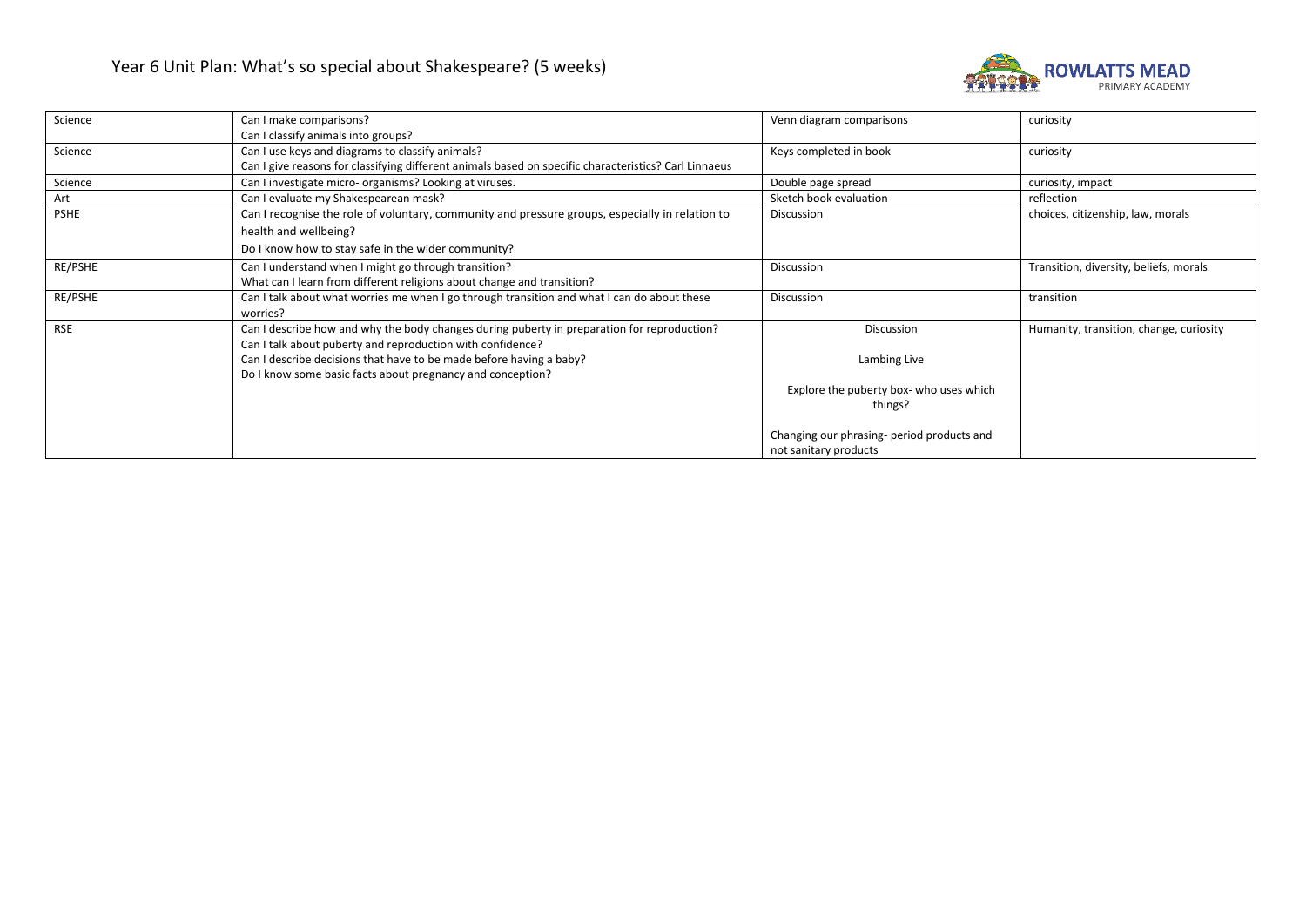# Year 6 Unit Plan: What's so special about Shakespeare? (5 weeks)

| | | | |
|---|---|---|---|
| Science | Can I make comparisons?<br>Can I classify animals into groups? | Venn diagram comparisons | curiosity |
| Science | Can I use keys and diagrams to classify animals?<br>Can I give reasons for classifying different animals based on specific characteristics? Carl Linnaeus | Keys completed in book | curiosity |
| Science | Can I investigate micro- organisms? Looking at viruses. | Double page spread | curiosity, impact |
| Art | Can I evaluate my Shakespearean mask? | Sketch book evaluation | reflection |
| PSHE | Can I recognise the role of voluntary, community and pressure groups, especially in relation to health and wellbeing?<br>Do I know how to stay safe in the wider community? | Discussion | choices, citizenship, law, morals |
| RE/PSHE | Can I understand when I might go through transition?<br>What can I learn from different religions about change and transition? | Discussion | Transition, diversity, beliefs, morals |
| RE/PSHE | Can I talk about what worries me when I go through transition and what I can do about these worries? | Discussion | transition |
| RSE | Can I describe how and why the body changes during puberty in preparation for reproduction?<br>Can I talk about puberty and reproduction with confidence?<br>Can I describe decisions that have to be made before having a baby?<br>Do I know some basic facts about pregnancy and conception? | Discussion<br><br>Lambing Live<br><br>Explore the puberty box- who uses which things?<br><br>Changing our phrasing- period products and not sanitary products | Humanity, transition, change, curiosity |